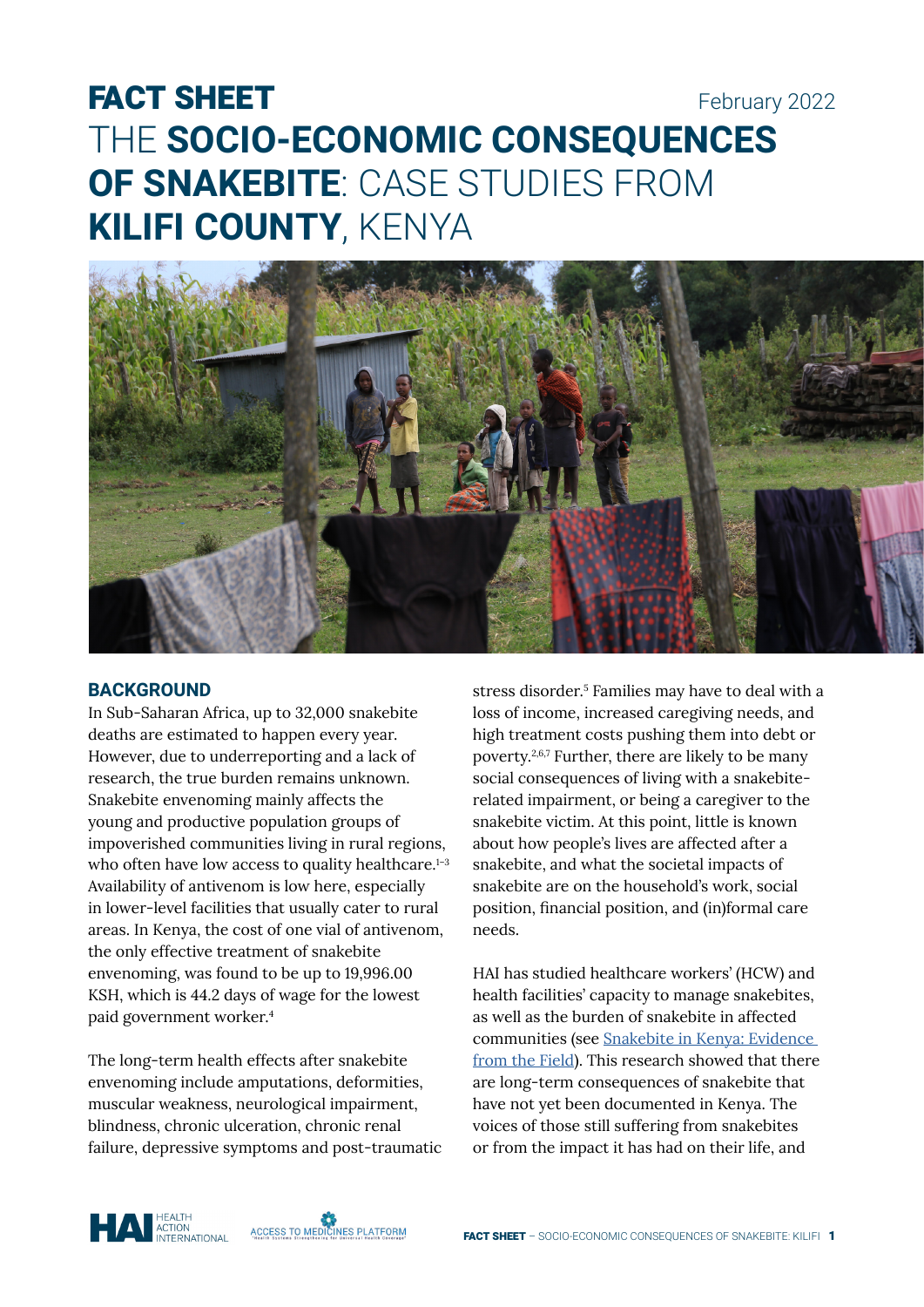# FACT SHEET

February 2022

# THE SOCIO-ECONOMIC CONSEQUENCES OF SNAKEBITE: CASE STUDIES FROM KILIFI COUNTY, KENYA

## BACKGROUND

In Sub-Saharan Africa, up to 32,000 snakebite deaths are estimated to happen every year. However, due to underreporting and a lack of research, the true burden remains unknown. Snakebite envenoming mainly affects the young and productive population groups of impoverished communities living in rural regions, who often have low access to quality healthcare.[1–3] Availability of antivenom is low here, especially in lower-level facilities that usually cater to rural areas. In Kenya, the cost of one vial of antivenom, the only effective treatment of snakebite envenoming, was found to be up to 19,996.00 KSH, which is 44.2 days of wage for the lowest paid government worker.[4]

The long-term health effects after snakebite envenoming include amputations, deformities, muscular weakness, neurological impairment, blindness, chronic ulceration, chronic renal failure, depressive symptoms and post-traumatic stress disorder.[5] Families may have to deal with a loss of income, increased caregiving needs, and high treatment costs pushing them into debt or poverty.[2,6,7] Further, there are likely to be many social consequences of living with a snakebite-related impairment, or being a caregiver to the snakebite victim. At this point, little is known about how people's lives are affected after a snakebite, and what the societal impacts of snakebite are on the household's work, social position, financial position, and (in)formal care needs.

HAI has studied healthcare workers' (HCW) and health facilities' capacity to manage snakebites, as well as the burden of snakebite in affected communities (see [Snakebite in Kenya: Evidence from the Field](#)). This research showed that there are long-term consequences of snakebite that have not yet been documented in Kenya. The voices of those still suffering from snakebites or from the impact it has had on their life, and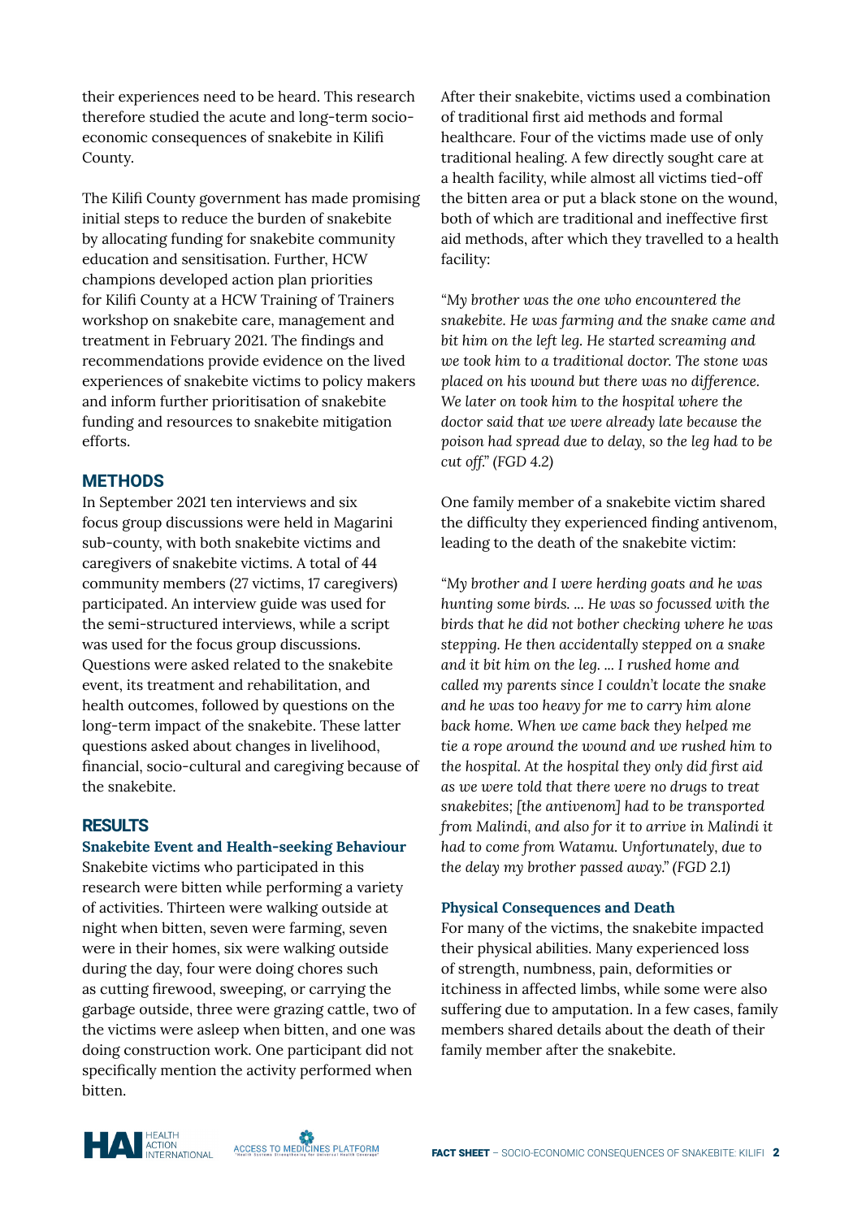their experiences need to be heard. This research therefore studied the acute and long-term socio-economic consequences of snakebite in Kilifi County.

The Kilifi County government has made promising initial steps to reduce the burden of snakebite by allocating funding for snakebite community education and sensitisation. Further, HCW champions developed action plan priorities for Kilifi County at a HCW Training of Trainers workshop on snakebite care, management and treatment in February 2021. The findings and recommendations provide evidence on the lived experiences of snakebite victims to policy makers and inform further prioritisation of snakebite funding and resources to snakebite mitigation efforts.

## METHODS

In September 2021 ten interviews and six focus group discussions were held in Magarini sub-county, with both snakebite victims and caregivers of snakebite victims. A total of 44 community members (27 victims, 17 caregivers) participated. An interview guide was used for the semi-structured interviews, while a script was used for the focus group discussions. Questions were asked related to the snakebite event, its treatment and rehabilitation, and health outcomes, followed by questions on the long-term impact of the snakebite. These latter questions asked about changes in livelihood, financial, socio-cultural and caregiving because of the snakebite.

## RESULTS

### Snakebite Event and Health-seeking Behaviour

Snakebite victims who participated in this research were bitten while performing a variety of activities. Thirteen were walking outside at night when bitten, seven were farming, seven were in their homes, six were walking outside during the day, four were doing chores such as cutting firewood, sweeping, or carrying the garbage outside, three were grazing cattle, two of the victims were asleep when bitten, and one was doing construction work. One participant did not specifically mention the activity performed when bitten.

After their snakebite, victims used a combination of traditional first aid methods and formal healthcare. Four of the victims made use of only traditional healing. A few directly sought care at a health facility, while almost all victims tied-off the bitten area or put a black stone on the wound, both of which are traditional and ineffective first aid methods, after which they travelled to a health facility:

*"My brother was the one who encountered the snakebite. He was farming and the snake came and bit him on the left leg. He started screaming and we took him to a traditional doctor. The stone was placed on his wound but there was no difference. We later on took him to the hospital where the doctor said that we were already late because the poison had spread due to delay, so the leg had to be cut off."* (FGD 4.2)

One family member of a snakebite victim shared the difficulty they experienced finding antivenom, leading to the death of the snakebite victim:

*"My brother and I were herding goats and he was hunting some birds. ... He was so focussed with the birds that he did not bother checking where he was stepping. He then accidentally stepped on a snake and it bit him on the leg. ... I rushed home and called my parents since I couldn't locate the snake and he was too heavy for me to carry him alone back home. When we came back they helped me tie a rope around the wound and we rushed him to the hospital. At the hospital they only did first aid as we were told that there were no drugs to treat snakebites; [the antivenom] had to be transported from Malindi, and also for it to arrive in Malindi it had to come from Watamu. Unfortunately, due to the delay my brother passed away."* (FGD 2.1)

### Physical Consequences and Death

For many of the victims, the snakebite impacted their physical abilities. Many experienced loss of strength, numbness, pain, deformities or itchiness in affected limbs, while some were also suffering due to amputation. In a few cases, family members shared details about the death of their family member after the snakebite.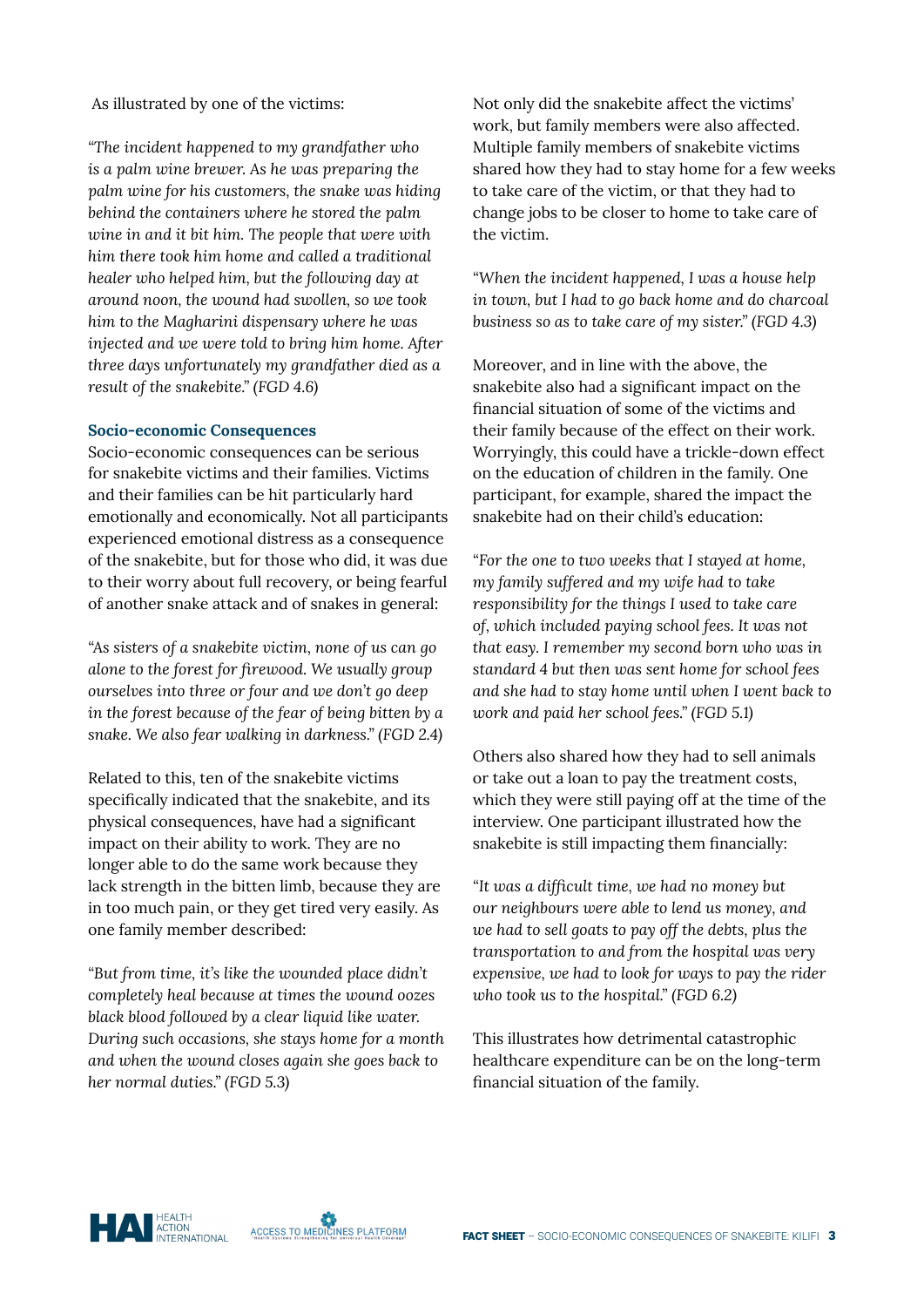As illustrated by one of the victims:

*"The incident happened to my grandfather who is a palm wine brewer. As he was preparing the palm wine for his customers, the snake was hiding behind the containers where he stored the palm wine in and it bit him. The people that were with him there took him home and called a traditional healer who helped him, but the following day at around noon, the wound had swollen, so we took him to the Magharini dispensary where he was injected and we were told to bring him home. After three days unfortunately my grandfather died as a result of the snakebite." (FGD 4.6)*

### Socio-economic Consequences

Socio-economic consequences can be serious for snakebite victims and their families. Victims and their families can be hit particularly hard emotionally and economically. Not all participants experienced emotional distress as a consequence of the snakebite, but for those who did, it was due to their worry about full recovery, or being fearful of another snake attack and of snakes in general:

*"As sisters of a snakebite victim, none of us can go alone to the forest for firewood. We usually group ourselves into three or four and we don't go deep in the forest because of the fear of being bitten by a snake. We also fear walking in darkness." (FGD 2.4)*

Related to this, ten of the snakebite victims specifically indicated that the snakebite, and its physical consequences, have had a significant impact on their ability to work. They are no longer able to do the same work because they lack strength in the bitten limb, because they are in too much pain, or they get tired very easily. As one family member described:

*"But from time, it's like the wounded place didn't completely heal because at times the wound oozes black blood followed by a clear liquid like water. During such occasions, she stays home for a month and when the wound closes again she goes back to her normal duties." (FGD 5.3)*

Not only did the snakebite affect the victims' work, but family members were also affected. Multiple family members of snakebite victims shared how they had to stay home for a few weeks to take care of the victim, or that they had to change jobs to be closer to home to take care of the victim.

*"When the incident happened, I was a house help in town, but I had to go back home and do charcoal business so as to take care of my sister." (FGD 4.3)*

Moreover, and in line with the above, the snakebite also had a significant impact on the financial situation of some of the victims and their family because of the effect on their work. Worryingly, this could have a trickle-down effect on the education of children in the family. One participant, for example, shared the impact the snakebite had on their child's education:

*"For the one to two weeks that I stayed at home, my family suffered and my wife had to take responsibility for the things I used to take care of, which included paying school fees. It was not that easy. I remember my second born who was in standard 4 but then was sent home for school fees and she had to stay home until when I went back to work and paid her school fees." (FGD 5.1)*

Others also shared how they had to sell animals or take out a loan to pay the treatment costs, which they were still paying off at the time of the interview. One participant illustrated how the snakebite is still impacting them financially:

*"It was a difficult time, we had no money but our neighbours were able to lend us money, and we had to sell goats to pay off the debts, plus the transportation to and from the hospital was very expensive, we had to look for ways to pay the rider who took us to the hospital." (FGD 6.2)*

This illustrates how detrimental catastrophic healthcare expenditure can be on the long-term financial situation of the family.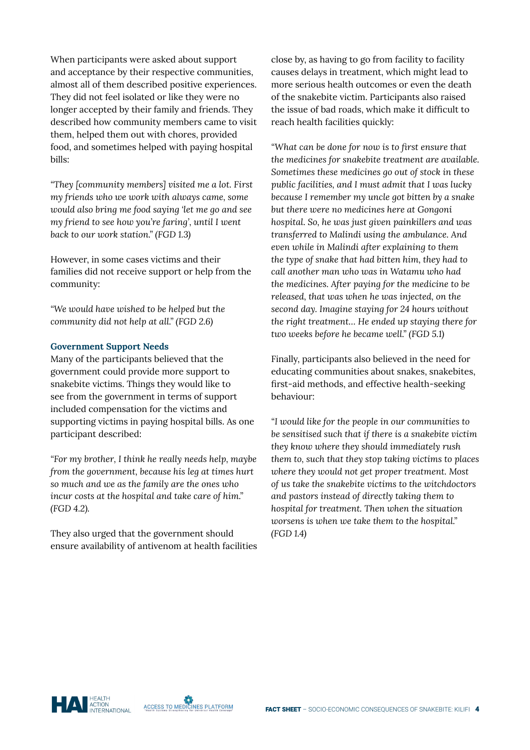When participants were asked about support and acceptance by their respective communities, almost all of them described positive experiences. They did not feel isolated or like they were no longer accepted by their family and friends. They described how community members came to visit them, helped them out with chores, provided food, and sometimes helped with paying hospital bills:

*"They [community members] visited me a lot. First my friends who we work with always came, some would also bring me food saying 'let me go and see my friend to see how you're faring', until I went back to our work station."* (FGD 1.3)

However, in some cases victims and their families did not receive support or help from the community:

*"We would have wished to be helped but the community did not help at all."* (FGD 2.6)

### Government Support Needs

Many of the participants believed that the government could provide more support to snakebite victims. Things they would like to see from the government in terms of support included compensation for the victims and supporting victims in paying hospital bills. As one participant described:

*"For my brother, I think he really needs help, maybe from the government, because his leg at times hurt so much and we as the family are the ones who incur costs at the hospital and take care of him."* (FGD 4.2).

They also urged that the government should ensure availability of antivenom at health facilities close by, as having to go from facility to facility causes delays in treatment, which might lead to more serious health outcomes or even the death of the snakebite victim. Participants also raised the issue of bad roads, which make it difficult to reach health facilities quickly:

*"What can be done for now is to first ensure that the medicines for snakebite treatment are available. Sometimes these medicines go out of stock in these public facilities, and I must admit that I was lucky because I remember my uncle got bitten by a snake but there were no medicines here at Gongoni hospital. So, he was just given painkillers and was transferred to Malindi using the ambulance. And even while in Malindi after explaining to them the type of snake that had bitten him, they had to call another man who was in Watamu who had the medicines. After paying for the medicine to be released, that was when he was injected, on the second day. Imagine staying for 24 hours without the right treatment… He ended up staying there for two weeks before he became well."* (FGD 5.1)

Finally, participants also believed in the need for educating communities about snakes, snakebites, first-aid methods, and effective health-seeking behaviour:

*"I would like for the people in our communities to be sensitised such that if there is a snakebite victim they know where they should immediately rush them to, such that they stop taking victims to places where they would not get proper treatment. Most of us take the snakebite victims to the witchdoctors and pastors instead of directly taking them to hospital for treatment. Then when the situation worsens is when we take them to the hospital."* (FGD 1.4)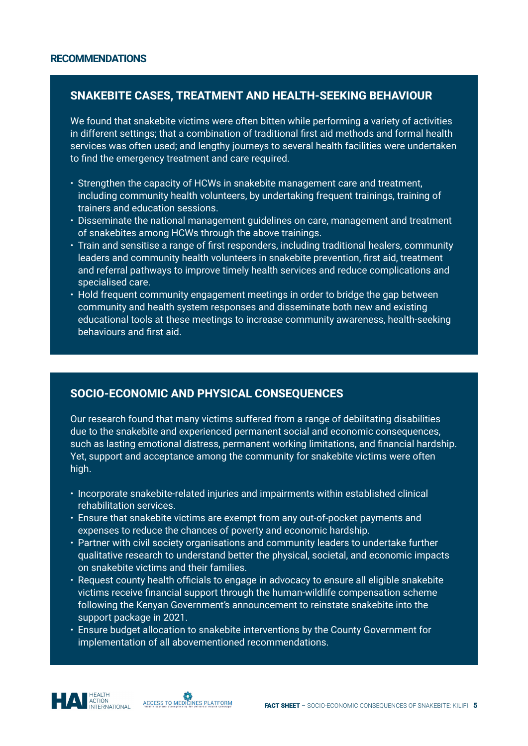## RECOMMENDATIONS

### SNAKEBITE CASES, TREATMENT AND HEALTH-SEEKING BEHAVIOUR

We found that snakebite victims were often bitten while performing a variety of activities in different settings; that a combination of traditional first aid methods and formal health services was often used; and lengthy journeys to several health facilities were undertaken to find the emergency treatment and care required.

- Strengthen the capacity of HCWs in snakebite management care and treatment, including community health volunteers, by undertaking frequent trainings, training of trainers and education sessions.
- Disseminate the national management guidelines on care, management and treatment of snakebites among HCWs through the above trainings.
- Train and sensitise a range of first responders, including traditional healers, community leaders and community health volunteers in snakebite prevention, first aid, treatment and referral pathways to improve timely health services and reduce complications and specialised care.
- Hold frequent community engagement meetings in order to bridge the gap between community and health system responses and disseminate both new and existing educational tools at these meetings to increase community awareness, health-seeking behaviours and first aid.

### SOCIO-ECONOMIC AND PHYSICAL CONSEQUENCES

Our research found that many victims suffered from a range of debilitating disabilities due to the snakebite and experienced permanent social and economic consequences, such as lasting emotional distress, permanent working limitations, and financial hardship. Yet, support and acceptance among the community for snakebite victims were often high.

- Incorporate snakebite-related injuries and impairments within established clinical rehabilitation services.
- Ensure that snakebite victims are exempt from any out-of-pocket payments and expenses to reduce the chances of poverty and economic hardship.
- Partner with civil society organisations and community leaders to undertake further qualitative research to understand better the physical, societal, and economic impacts on snakebite victims and their families.
- Request county health officials to engage in advocacy to ensure all eligible snakebite victims receive financial support through the human-wildlife compensation scheme following the Kenyan Government's announcement to reinstate snakebite into the support package in 2021.
- Ensure budget allocation to snakebite interventions by the County Government for implementation of all abovementioned recommendations.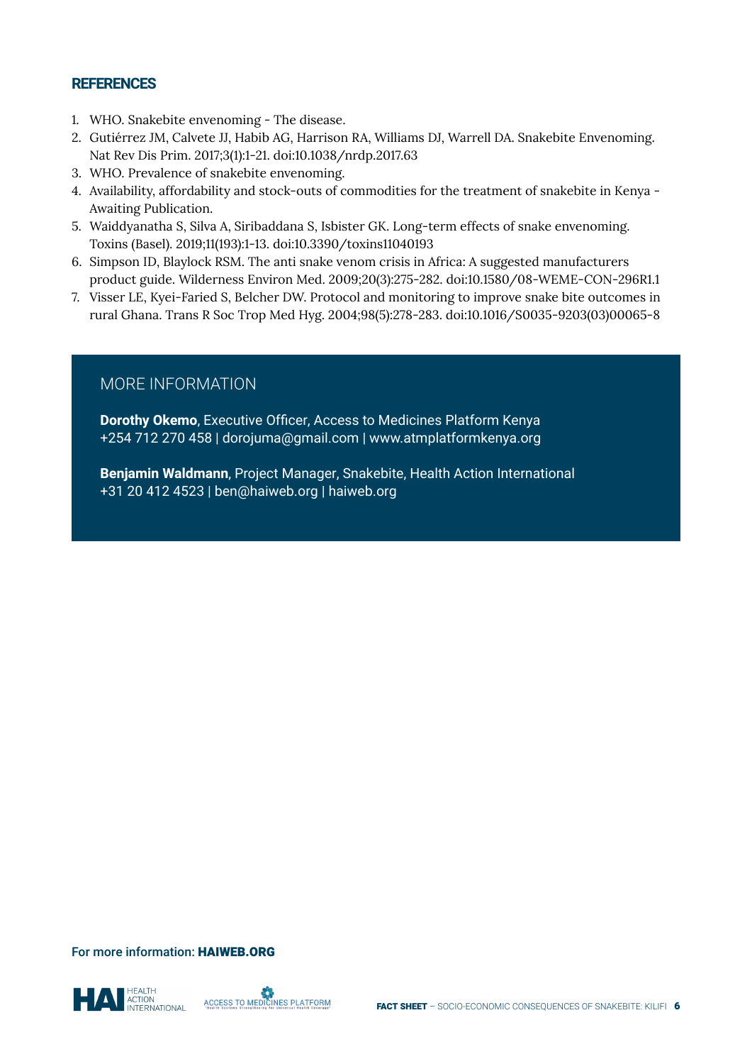## REFERENCES

1. WHO. Snakebite envenoming - The disease.
2. Gutiérrez JM, Calvete JJ, Habib AG, Harrison RA, Williams DJ, Warrell DA. Snakebite Envenoming. Nat Rev Dis Prim. 2017;3(1):1-21. doi:10.1038/nrdp.2017.63
3. WHO. Prevalence of snakebite envenoming.
4. Availability, affordability and stock-outs of commodities for the treatment of snakebite in Kenya - Awaiting Publication.
5. Waiddyanatha S, Silva A, Siribaddana S, Isbister GK. Long-term effects of snake envenoming. Toxins (Basel). 2019;11(193):1-13. doi:10.3390/toxins11040193
6. Simpson ID, Blaylock RSM. The anti snake venom crisis in Africa: A suggested manufacturers product guide. Wilderness Environ Med. 2009;20(3):275-282. doi:10.1580/08-WEME-CON-296R1.1
7. Visser LE, Kyei-Faried S, Belcher DW. Protocol and monitoring to improve snake bite outcomes in rural Ghana. Trans R Soc Trop Med Hyg. 2004;98(5):278-283. doi:10.1016/S0035-9203(03)00065-8

## MORE INFORMATION

**Dorothy Okemo**, Executive Officer, Access to Medicines Platform Kenya
+254 712 270 458 | dorojuma@gmail.com | www.atmplatformkenya.org

**Benjamin Waldmann**, Project Manager, Snakebite, Health Action International
+31 20 412 4523 | ben@haiweb.org | haiweb.org

For more information: **HAIWEB.ORG**